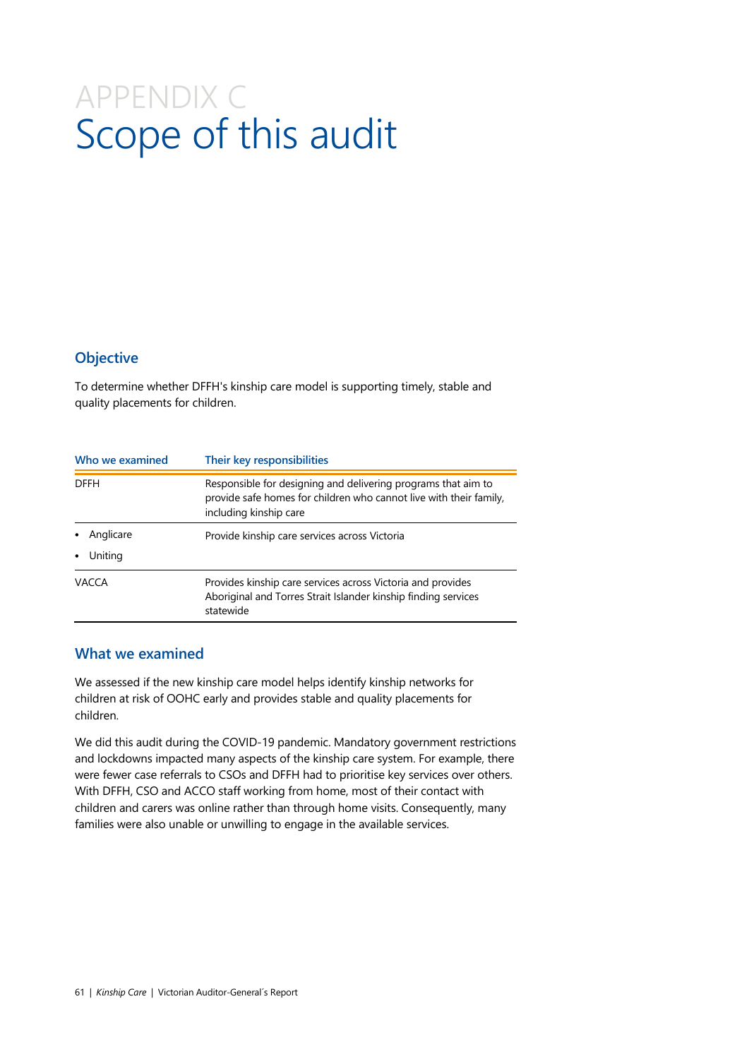# APPENDIX C
# Scope of this audit

## Objective

To determine whether DFFH's kinship care model is supporting timely, stable and quality placements for children.

| Who we examined | Their key responsibilities |
| --- | --- |
| DFFH | Responsible for designing and delivering programs that aim to provide safe homes for children who cannot live with their family, including kinship care |
| • Anglicare<br>• Uniting | Provide kinship care services across Victoria |
| VACCA | Provides kinship care services across Victoria and provides Aboriginal and Torres Strait Islander kinship finding services statewide |

## What we examined

We assessed if the new kinship care model helps identify kinship networks for children at risk of OOHC early and provides stable and quality placements for children.

We did this audit during the COVID-19 pandemic. Mandatory government restrictions and lockdowns impacted many aspects of the kinship care system. For example, there were fewer case referrals to CSOs and DFFH had to prioritise key services over others. With DFFH, CSO and ACCO staff working from home, most of their contact with children and carers was online rather than through home visits. Consequently, many families were also unable or unwilling to engage in the available services.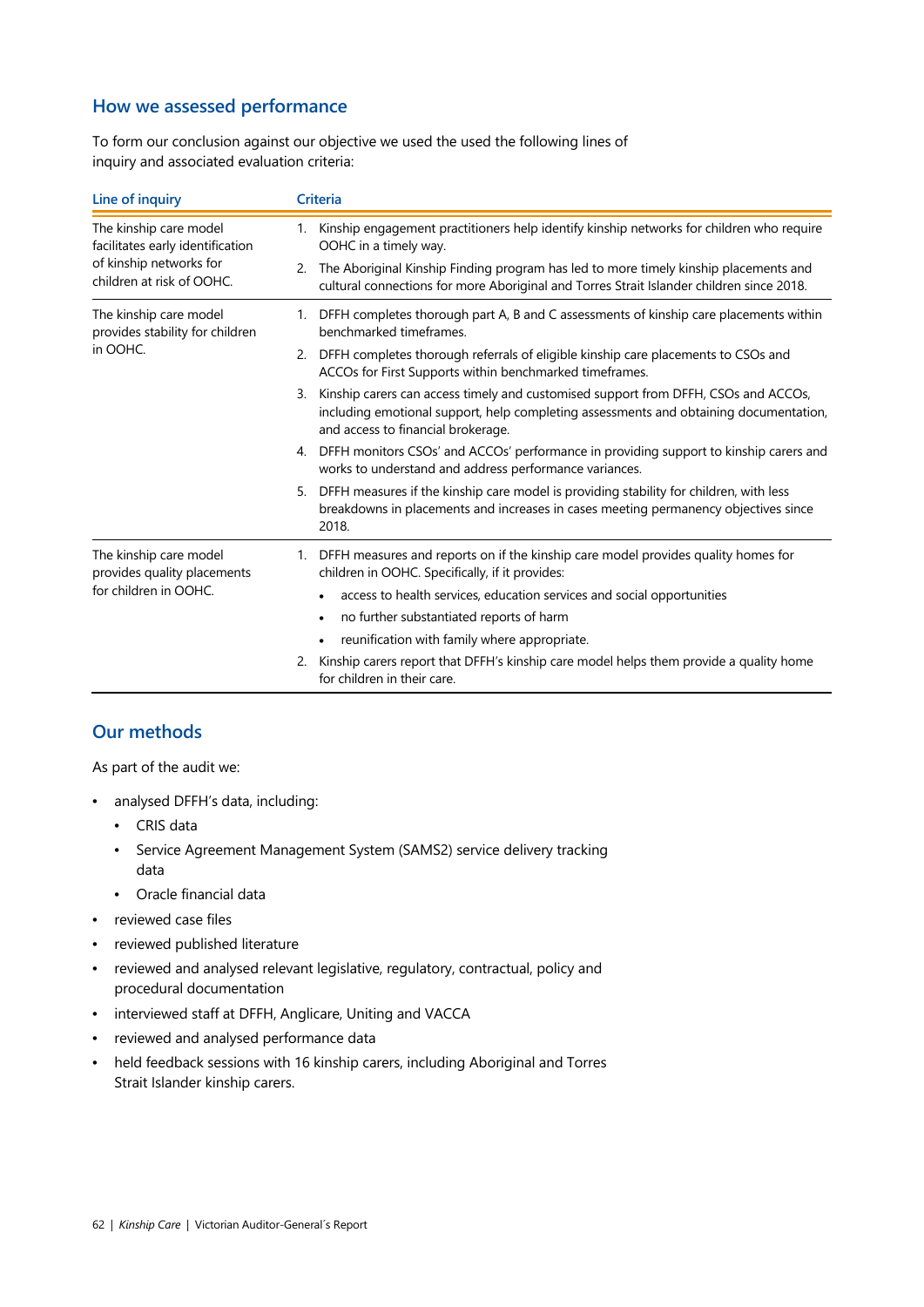## How we assessed performance

To form our conclusion against our objective we used the used the following lines of inquiry and associated evaluation criteria:

| Line of inquiry | Criteria |
|---|---|
| The kinship care model facilitates early identification of kinship networks for children at risk of OOHC. | 1. Kinship engagement practitioners help identify kinship networks for children who require OOHC in a timely way. |
| | 2. The Aboriginal Kinship Finding program has led to more timely kinship placements and cultural connections for more Aboriginal and Torres Strait Islander children since 2018. |
| The kinship care model provides stability for children in OOHC. | 1. DFFH completes thorough part A, B and C assessments of kinship care placements within benchmarked timeframes. |
| | 2. DFFH completes thorough referrals of eligible kinship care placements to CSOs and ACCOs for First Supports within benchmarked timeframes. |
| | 3. Kinship carers can access timely and customised support from DFFH, CSOs and ACCOs, including emotional support, help completing assessments and obtaining documentation, and access to financial brokerage. |
| | 4. DFFH monitors CSOs' and ACCOs' performance in providing support to kinship carers and works to understand and address performance variances. |
| | 5. DFFH measures if the kinship care model is providing stability for children, with less breakdowns in placements and increases in cases meeting permanency objectives since 2018. |
| The kinship care model provides quality placements for children in OOHC. | 1. DFFH measures and reports on if the kinship care model provides quality homes for children in OOHC. Specifically, if it provides: • access to health services, education services and social opportunities • no further substantiated reports of harm • reunification with family where appropriate. |
| | 2. Kinship carers report that DFFH's kinship care model helps them provide a quality home for children in their care. |

## Our methods

As part of the audit we:

- analysed DFFH's data, including:
  - CRIS data
  - Service Agreement Management System (SAMS2) service delivery tracking data
  - Oracle financial data
- reviewed case files
- reviewed published literature
- reviewed and analysed relevant legislative, regulatory, contractual, policy and procedural documentation
- interviewed staff at DFFH, Anglicare, Uniting and VACCA
- reviewed and analysed performance data
- held feedback sessions with 16 kinship carers, including Aboriginal and Torres Strait Islander kinship carers.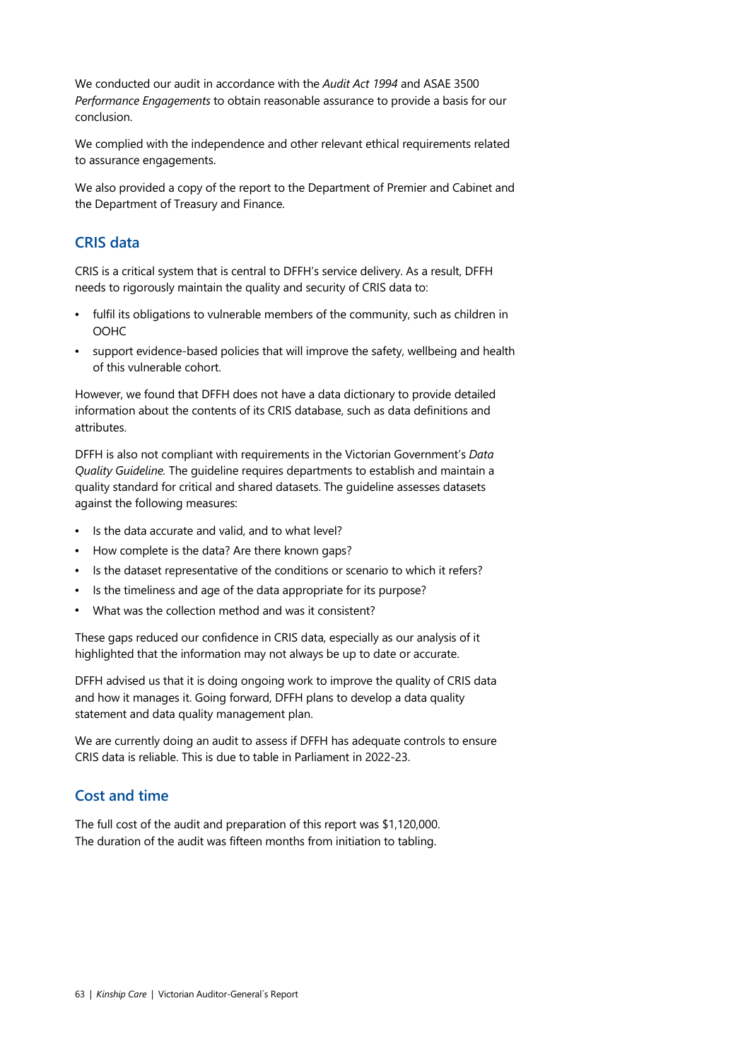We conducted our audit in accordance with the *Audit Act 1994* and ASAE 3500 *Performance Engagements* to obtain reasonable assurance to provide a basis for our conclusion.

We complied with the independence and other relevant ethical requirements related to assurance engagements.

We also provided a copy of the report to the Department of Premier and Cabinet and the Department of Treasury and Finance.

## CRIS data

CRIS is a critical system that is central to DFFH's service delivery. As a result, DFFH needs to rigorously maintain the quality and security of CRIS data to:

- fulfil its obligations to vulnerable members of the community, such as children in OOHC
- support evidence-based policies that will improve the safety, wellbeing and health of this vulnerable cohort.

However, we found that DFFH does not have a data dictionary to provide detailed information about the contents of its CRIS database, such as data definitions and attributes.

DFFH is also not compliant with requirements in the Victorian Government's *Data Quality Guideline*. The guideline requires departments to establish and maintain a quality standard for critical and shared datasets. The guideline assesses datasets against the following measures:

- Is the data accurate and valid, and to what level?
- How complete is the data? Are there known gaps?
- Is the dataset representative of the conditions or scenario to which it refers?
- Is the timeliness and age of the data appropriate for its purpose?
- What was the collection method and was it consistent?

These gaps reduced our confidence in CRIS data, especially as our analysis of it highlighted that the information may not always be up to date or accurate.

DFFH advised us that it is doing ongoing work to improve the quality of CRIS data and how it manages it. Going forward, DFFH plans to develop a data quality statement and data quality management plan.

We are currently doing an audit to assess if DFFH has adequate controls to ensure CRIS data is reliable. This is due to table in Parliament in 2022-23.

## Cost and time

The full cost of the audit and preparation of this report was $1,120,000. The duration of the audit was fifteen months from initiation to tabling.